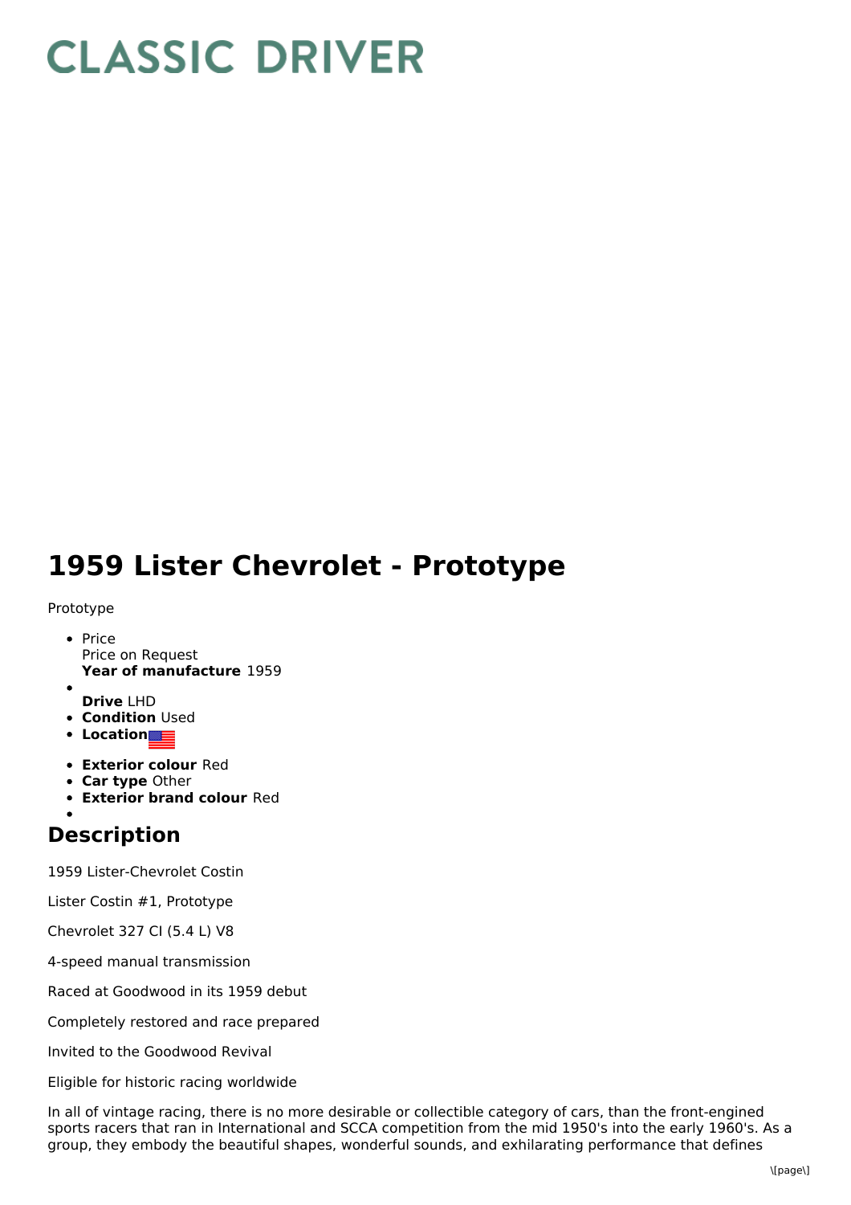# CLASSIC DRIVER

# 1959 Lister Chevrolet - Prototype

Prototype

- Price
  Price on Request
  **Year of manufacture** 1959
- 
  **Drive** LHD
- **Condition** Used
- **Location**
- **Exterior colour** Red
- **Car type** Other
- **Exterior brand colour** Red
- 

## Description

1959 Lister-Chevrolet Costin

Lister Costin #1, Prototype

Chevrolet 327 CI (5.4 L) V8

4-speed manual transmission

Raced at Goodwood in its 1959 debut

Completely restored and race prepared

Invited to the Goodwood Revival

Eligible for historic racing worldwide

In all of vintage racing, there is no more desirable or collectible category of cars, than the front-engined sports racers that ran in International and SCCA competition from the mid 1950's into the early 1960's. As a group, they embody the beautiful shapes, wonderful sounds, and exhilarating performance that defines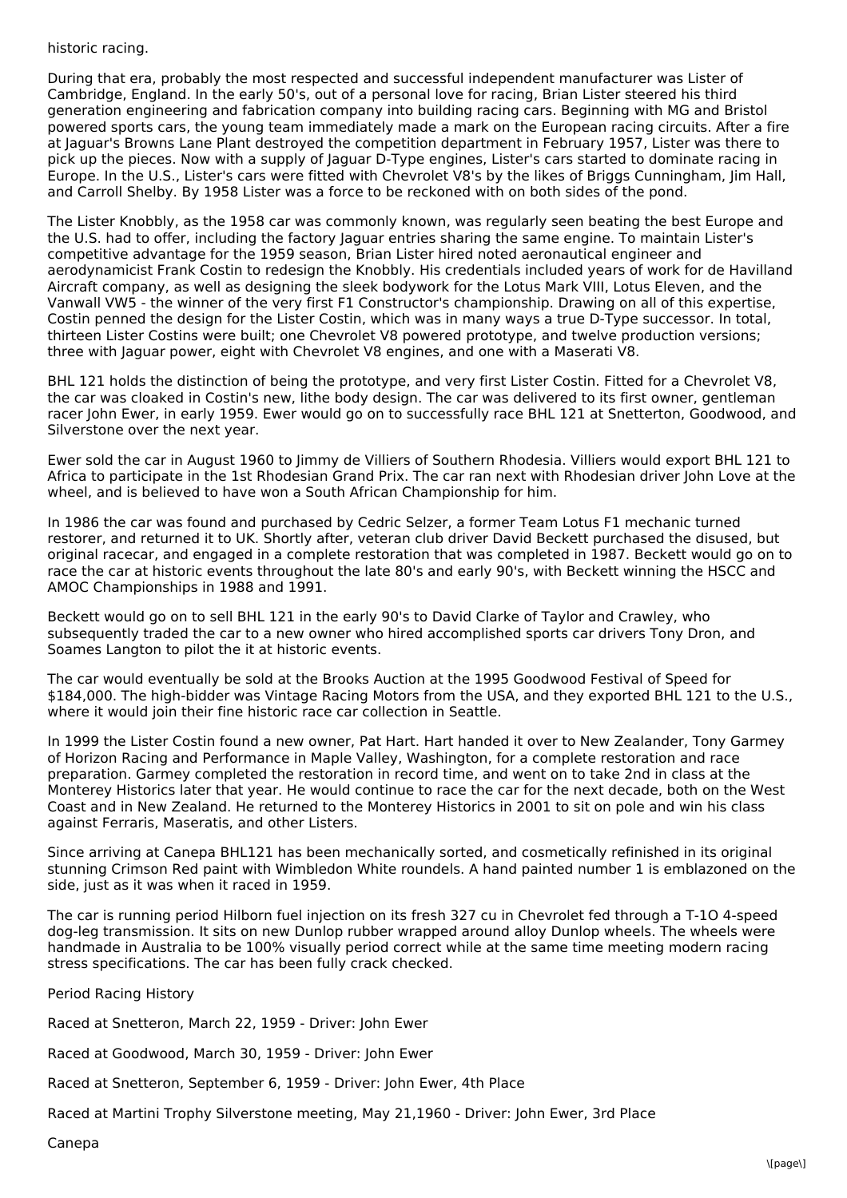historic racing.

During that era, probably the most respected and successful independent manufacturer was Lister of Cambridge, England. In the early 50's, out of a personal love for racing, Brian Lister steered his third generation engineering and fabrication company into building racing cars. Beginning with MG and Bristol powered sports cars, the young team immediately made a mark on the European racing circuits. After a fire at Jaguar's Browns Lane Plant destroyed the competition department in February 1957, Lister was there to pick up the pieces. Now with a supply of Jaguar D-Type engines, Lister's cars started to dominate racing in Europe. In the U.S., Lister's cars were fitted with Chevrolet V8's by the likes of Briggs Cunningham, Jim Hall, and Carroll Shelby. By 1958 Lister was a force to be reckoned with on both sides of the pond.

The Lister Knobbly, as the 1958 car was commonly known, was regularly seen beating the best Europe and the U.S. had to offer, including the factory Jaguar entries sharing the same engine. To maintain Lister's competitive advantage for the 1959 season, Brian Lister hired noted aeronautical engineer and aerodynamicist Frank Costin to redesign the Knobbly. His credentials included years of work for de Havilland Aircraft company, as well as designing the sleek bodywork for the Lotus Mark VIII, Lotus Eleven, and the Vanwall VW5 - the winner of the very first F1 Constructor's championship. Drawing on all of this expertise, Costin penned the design for the Lister Costin, which was in many ways a true D-Type successor. In total, thirteen Lister Costins were built; one Chevrolet V8 powered prototype, and twelve production versions; three with Jaguar power, eight with Chevrolet V8 engines, and one with a Maserati V8.

BHL 121 holds the distinction of being the prototype, and very first Lister Costin. Fitted for a Chevrolet V8, the car was cloaked in Costin's new, lithe body design. The car was delivered to its first owner, gentleman racer John Ewer, in early 1959. Ewer would go on to successfully race BHL 121 at Snetterton, Goodwood, and Silverstone over the next year.

Ewer sold the car in August 1960 to Jimmy de Villiers of Southern Rhodesia. Villiers would export BHL 121 to Africa to participate in the 1st Rhodesian Grand Prix. The car ran next with Rhodesian driver John Love at the wheel, and is believed to have won a South African Championship for him.

In 1986 the car was found and purchased by Cedric Selzer, a former Team Lotus F1 mechanic turned restorer, and returned it to UK. Shortly after, veteran club driver David Beckett purchased the disused, but original racecar, and engaged in a complete restoration that was completed in 1987. Beckett would go on to race the car at historic events throughout the late 80's and early 90's, with Beckett winning the HSCC and AMOC Championships in 1988 and 1991.

Beckett would go on to sell BHL 121 in the early 90's to David Clarke of Taylor and Crawley, who subsequently traded the car to a new owner who hired accomplished sports car drivers Tony Dron, and Soames Langton to pilot the it at historic events.

The car would eventually be sold at the Brooks Auction at the 1995 Goodwood Festival of Speed for $184,000. The high-bidder was Vintage Racing Motors from the USA, and they exported BHL 121 to the U.S., where it would join their fine historic race car collection in Seattle.

In 1999 the Lister Costin found a new owner, Pat Hart. Hart handed it over to New Zealander, Tony Garmey of Horizon Racing and Performance in Maple Valley, Washington, for a complete restoration and race preparation. Garmey completed the restoration in record time, and went on to take 2nd in class at the Monterey Historics later that year. He would continue to race the car for the next decade, both on the West Coast and in New Zealand. He returned to the Monterey Historics in 2001 to sit on pole and win his class against Ferraris, Maseratis, and other Listers.

Since arriving at Canepa BHL121 has been mechanically sorted, and cosmetically refinished in its original stunning Crimson Red paint with Wimbledon White roundels. A hand painted number 1 is emblazoned on the side, just as it was when it raced in 1959.

The car is running period Hilborn fuel injection on its fresh 327 cu in Chevrolet fed through a T-1O 4-speed dog-leg transmission. It sits on new Dunlop rubber wrapped around alloy Dunlop wheels. The wheels were handmade in Australia to be 100% visually period correct while at the same time meeting modern racing stress specifications. The car has been fully crack checked.

Period Racing History

Raced at Snetteron, March 22, 1959 - Driver: John Ewer

Raced at Goodwood, March 30, 1959 - Driver: John Ewer

Raced at Snetteron, September 6, 1959 - Driver: John Ewer, 4th Place

Raced at Martini Trophy Silverstone meeting, May 21,1960 - Driver: John Ewer, 3rd Place

Canepa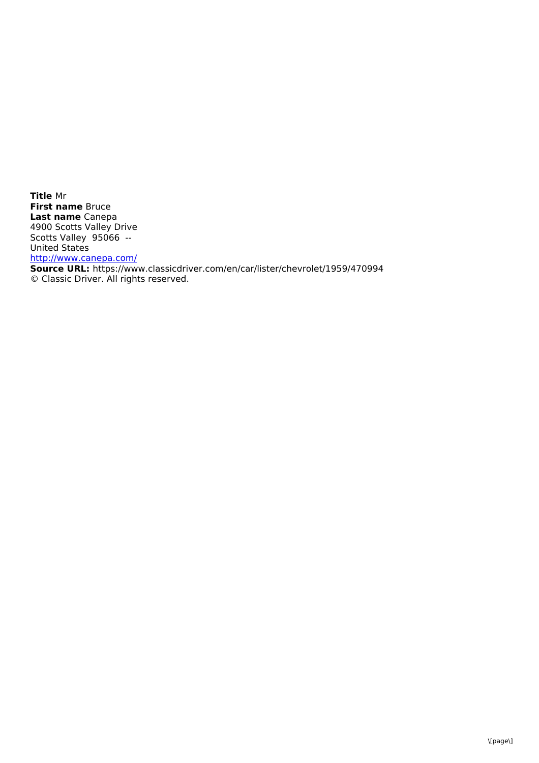**Title** Mr
**First name** Bruce
**Last name** Canepa
4900 Scotts Valley Drive
Scotts Valley 95066 --
United States
[http://www.canepa.com/](http://www.canepa.com/)
**Source URL:** https://www.classicdriver.com/en/car/lister/chevrolet/1959/470994
© Classic Driver. All rights reserved.